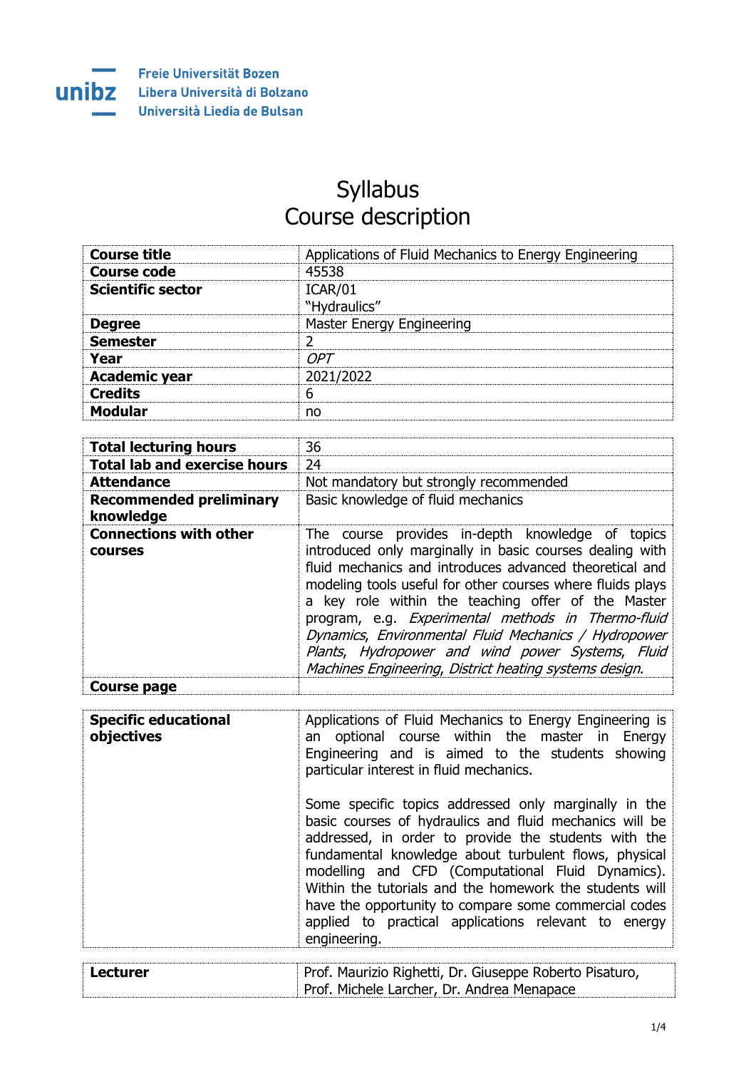Freie Universität Bozen
Libera Università di Bolzano
Università Liedia de Bulsan

# Syllabus
# Course description

| | |
|---|---|
| **Course title** | Applications of Fluid Mechanics to Energy Engineering |
| **Course code** | 45538 |
| **Scientific sector** | ICAR/01<br>"Hydraulics" |
| **Degree** | Master Energy Engineering |
| **Semester** | 2 |
| **Year** | *OPT* |
| **Academic year** | 2021/2022 |
| **Credits** | 6 |
| **Modular** | no |

| | |
|---|---|
| **Total lecturing hours** | 36 |
| **Total lab and exercise hours** | 24 |
| **Attendance** | Not mandatory but strongly recommended |
| **Recommended preliminary knowledge** | Basic knowledge of fluid mechanics |
| **Connections with other courses** | The course provides in-depth knowledge of topics introduced only marginally in basic courses dealing with fluid mechanics and introduces advanced theoretical and modeling tools useful for other courses where fluids plays a key role within the teaching offer of the Master program, e.g. *Experimental methods in Thermo-fluid Dynamics*, *Environmental Fluid Mechanics / Hydropower Plants*, *Hydropower and wind power Systems*, *Fluid Machines Engineering*, *District heating systems design*. |
| **Course page** | |

| | |
|---|---|
| **Specific educational objectives** | Applications of Fluid Mechanics to Energy Engineering is an optional course within the master in Energy Engineering and is aimed to the students showing particular interest in fluid mechanics.<br><br>Some specific topics addressed only marginally in the basic courses of hydraulics and fluid mechanics will be addressed, in order to provide the students with the fundamental knowledge about turbulent flows, physical modelling and CFD (Computational Fluid Dynamics). Within the tutorials and the homework the students will have the opportunity to compare some commercial codes applied to practical applications relevant to energy engineering. |

| | |
|---|---|
| **Lecturer** | Prof. Maurizio Righetti, Dr. Giuseppe Roberto Pisaturo, Prof. Michele Larcher, Dr. Andrea Menapace |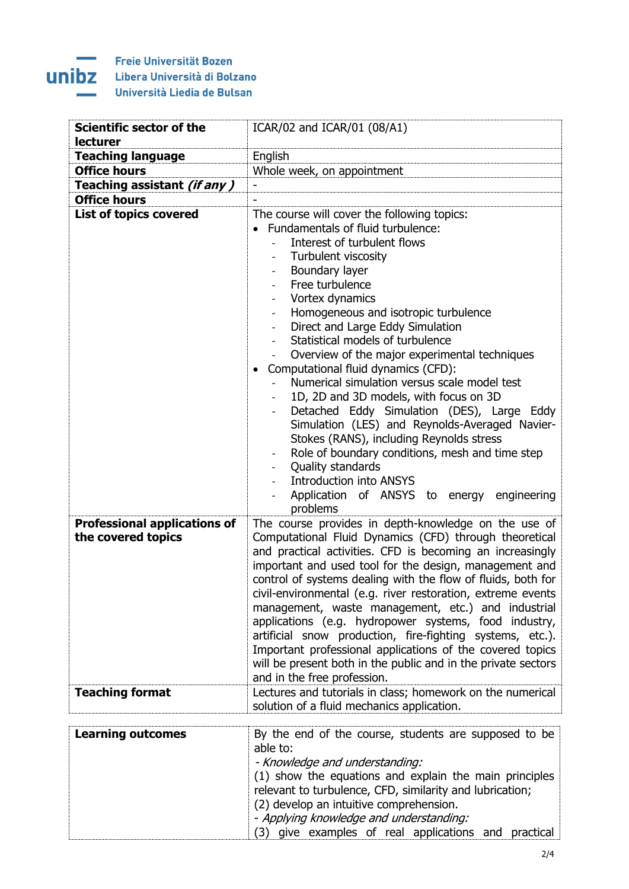Freie Universität Bozen
Libera Università di Bolzano
Università Liedia de Bulsan

| | |
|---|---|
| **Scientific sector of the lecturer** | ICAR/02 and ICAR/01 (08/A1) |
| **Teaching language** | English |
| **Office hours** | Whole week, on appointment |
| **Teaching assistant *(if any )*** | - |
| **Office hours** | - |
| **List of topics covered** | The course will cover the following topics:<br>• Fundamentals of fluid turbulence:<br>- Interest of turbulent flows<br>- Turbulent viscosity<br>- Boundary layer<br>- Free turbulence<br>- Vortex dynamics<br>- Homogeneous and isotropic turbulence<br>- Direct and Large Eddy Simulation<br>- Statistical models of turbulence<br>- Overview of the major experimental techniques<br>• Computational fluid dynamics (CFD):<br>- Numerical simulation versus scale model test<br>- 1D, 2D and 3D models, with focus on 3D<br>- Detached Eddy Simulation (DES), Large Eddy Simulation (LES) and Reynolds-Averaged Navier-Stokes (RANS), including Reynolds stress<br>- Role of boundary conditions, mesh and time step<br>- Quality standards<br>- Introduction into ANSYS<br>- Application of ANSYS to energy engineering problems |
| **Professional applications of the covered topics** | The course provides in depth-knowledge on the use of Computational Fluid Dynamics (CFD) through theoretical and practical activities. CFD is becoming an increasingly important and used tool for the design, management and control of systems dealing with the flow of fluids, both for civil-environmental (e.g. river restoration, extreme events management, waste management, etc.) and industrial applications (e.g. hydropower systems, food industry, artificial snow production, fire-fighting systems, etc.). Important professional applications of the covered topics will be present both in the public and in the private sectors and in the free profession. |
| **Teaching format** | Lectures and tutorials in class; homework on the numerical solution of a fluid mechanics application. |

| | |
|---|---|
| **Learning outcomes** | By the end of the course, students are supposed to be able to:<br>- *Knowledge and understanding:*<br>(1) show the equations and explain the main principles relevant to turbulence, CFD, similarity and lubrication;<br>(2) develop an intuitive comprehension.<br>- *Applying knowledge and understanding:*<br>(3) give examples of real applications and practical |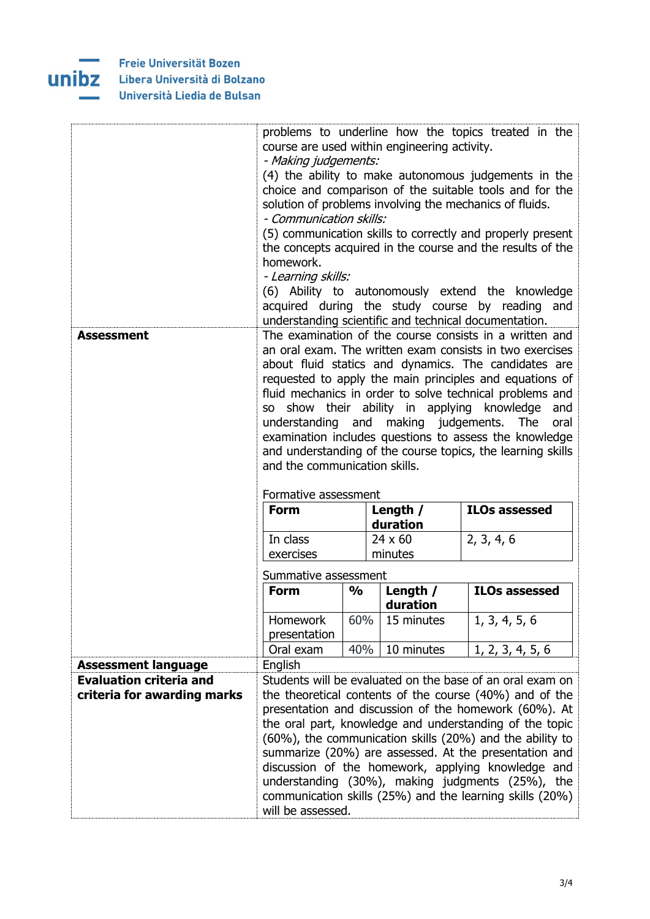| | |
|---|---|
| | problems to underline how the topics treated in the course are used within engineering activity.<br>*- Making judgements:*<br>(4) the ability to make autonomous judgements in the choice and comparison of the suitable tools and for the solution of problems involving the mechanics of fluids.<br>*- Communication skills:*<br>(5) communication skills to correctly and properly present the concepts acquired in the course and the results of the homework.<br>*- Learning skills:*<br>(6) Ability to autonomously extend the knowledge acquired during the study course by reading and understanding scientific and technical documentation. |
| **Assessment** | The examination of the course consists in a written and an oral exam. The written exam consists in two exercises about fluid statics and dynamics. The candidates are requested to apply the main principles and equations of fluid mechanics in order to solve technical problems and so show their ability in applying knowledge and understanding and making judgements. The oral examination includes questions to assess the knowledge and understanding of the course topics, the learning skills and the communication skills. |

Formative assessment

| **Form** | **Length / duration** | **ILOs assessed** |
|---|---|---|
| In class exercises | 24 x 60 minutes | 2, 3, 4, 6 |

Summative assessment

| **Form** | **%** | **Length / duration** | **ILOs assessed** |
|---|---|---|---|
| Homework presentation | 60% | 15 minutes | 1, 3, 4, 5, 6 |
| Oral exam | 40% | 10 minutes | 1, 2, 3, 4, 5, 6 |

| | |
|---|---|
| **Assessment language** | English |
| **Evaluation criteria and criteria for awarding marks** | Students will be evaluated on the base of an oral exam on the theoretical contents of the course (40%) and of the presentation and discussion of the homework (60%). At the oral part, knowledge and understanding of the topic (60%), the communication skills (20%) and the ability to summarize (20%) are assessed. At the presentation and discussion of the homework, applying knowledge and understanding (30%), making judgments (25%), the communication skills (25%) and the learning skills (20%) will be assessed. |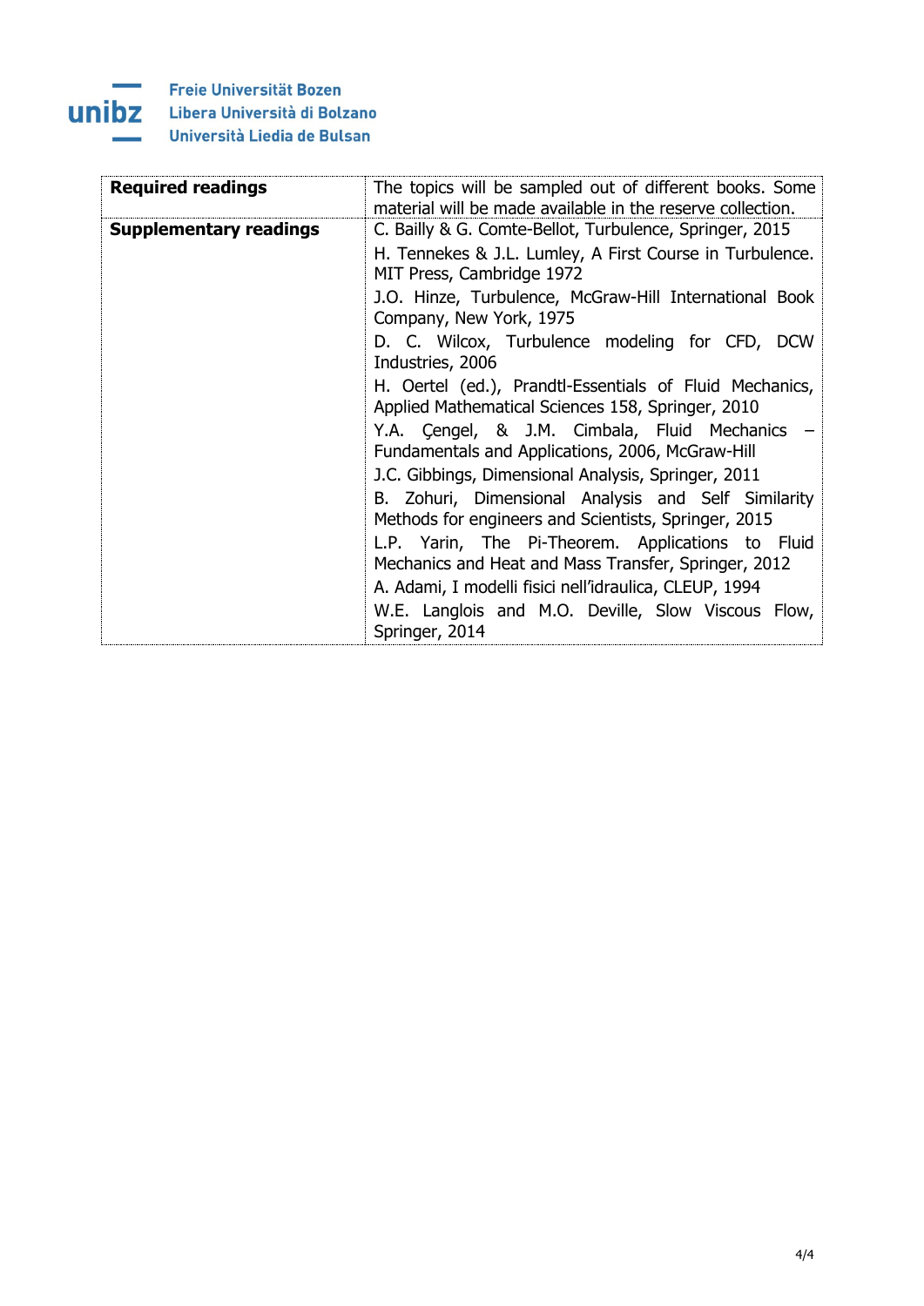| | |
|---|---|
| **Required readings** | The topics will be sampled out of different books. Some material will be made available in the reserve collection. |
| **Supplementary readings** | C. Bailly & G. Comte-Bellot, Turbulence, Springer, 2015<br>H. Tennekes & J.L. Lumley, A First Course in Turbulence. MIT Press, Cambridge 1972<br>J.O. Hinze, Turbulence, McGraw-Hill International Book Company, New York, 1975<br>D. C. Wilcox, Turbulence modeling for CFD, DCW Industries, 2006<br>H. Oertel (ed.), Prandtl-Essentials of Fluid Mechanics, Applied Mathematical Sciences 158, Springer, 2010<br>Y.A. Çengel, & J.M. Cimbala, Fluid Mechanics – Fundamentals and Applications, 2006, McGraw-Hill<br>J.C. Gibbings, Dimensional Analysis, Springer, 2011<br>B. Zohuri, Dimensional Analysis and Self Similarity Methods for engineers and Scientists, Springer, 2015<br>L.P. Yarin, The Pi-Theorem. Applications to Fluid Mechanics and Heat and Mass Transfer, Springer, 2012<br>A. Adami, I modelli fisici nell'idraulica, CLEUP, 1994<br>W.E. Langlois and M.O. Deville, Slow Viscous Flow, Springer, 2014 |